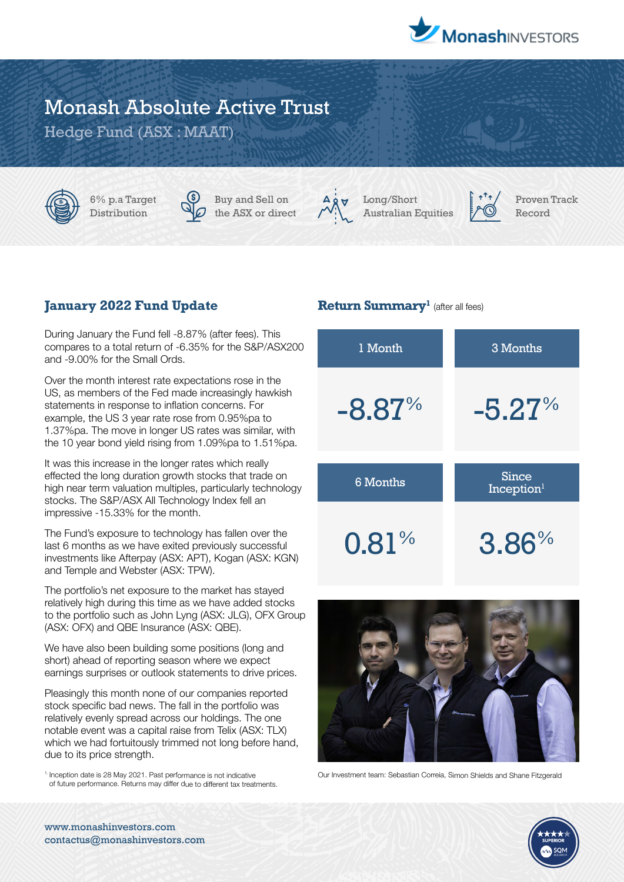# Monash Absolute Active Trust

Hedge Fund (ASX : MAAT)

6% p.a Target Distribution

Buy and Sell on the ASX or direct

Long/Short Australian Equities

Proven Track Record

## January 2022 Fund Update

During January the Fund fell -8.87% (after fees). This compares to a total return of -6.35% for the S&P/ASX200 and -9.00% for the Small Ords.

Over the month interest rate expectations rose in the US, as members of the Fed made increasingly hawkish statements in response to inflation concerns. For example, the US 3 year rate rose from 0.95%pa to 1.37%pa. The move in longer US rates was similar, with the 10 year bond yield rising from 1.09%pa to 1.51%pa.

It was this increase in the longer rates which really effected the long duration growth stocks that trade on high near term valuation multiples, particularly technology stocks. The S&P/ASX All Technology Index fell an impressive -15.33% for the month.

The Fund's exposure to technology has fallen over the last 6 months as we have exited previously successful investments like Afterpay (ASX: APT), Kogan (ASX: KGN) and Temple and Webster (ASX: TPW).

The portfolio's net exposure to the market has stayed relatively high during this time as we have added stocks to the portfolio such as John Lyng (ASX: JLG), OFX Group (ASX: OFX) and QBE Insurance (ASX: QBE).

We have also been building some positions (long and short) ahead of reporting season where we expect earnings surprises or outlook statements to drive prices.

Pleasingly this month none of our companies reported stock specific bad news. The fall in the portfolio was relatively evenly spread across our holdings. The one notable event was a capital raise from Telix (ASX: TLX) which we had fortuitously trimmed not long before hand, due to its price strength.

[1] Inception date is 28 May 2021. Past performance is not indicative of future performance. Returns may differ due to different tax treatments.

## Return Summary[1] (after all fees)

| 1 Month | 3 Months | 6 Months | Since Inception[1] |
|---|---|---|---|
| -8.87% | -5.27% | 0.81% | 3.86% |

Our Investment team: Sebastian Correia, Simon Shields and Shane Fitzgerald

www.monashinvestors.com
contactus@monashinvestors.com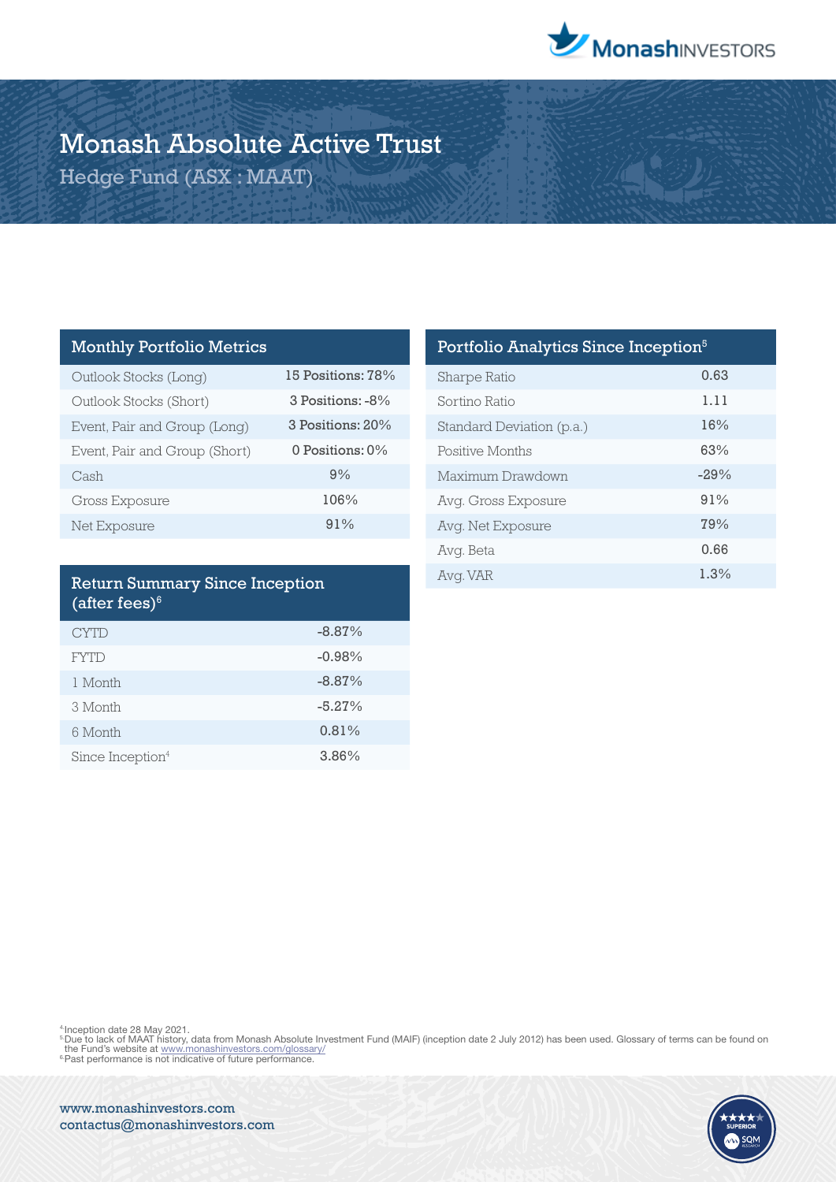# Monash Absolute Active Trust

Hedge Fund (ASX : MAAT)

| Monthly Portfolio Metrics | |
|---|---|
| Outlook Stocks (Long) | 15 Positions: 78% |
| Outlook Stocks (Short) | 3 Positions: -8% |
| Event, Pair and Group (Long) | 3 Positions: 20% |
| Event, Pair and Group (Short) | 0 Positions: 0% |
| Cash | 9% |
| Gross Exposure | 106% |
| Net Exposure | 91% |

| Return Summary Since Inception (after fees)[6] | |
|---|---|
| CYTD | -8.87% |
| FYTD | -0.98% |
| 1 Month | -8.87% |
| 3 Month | -5.27% |
| 6 Month | 0.81% |
| Since Inception[4] | 3.86% |

| Portfolio Analytics Since Inception[5] | |
|---|---|
| Sharpe Ratio | 0.63 |
| Sortino Ratio | 1.11 |
| Standard Deviation (p.a.) | 16% |
| Positive Months | 63% |
| Maximum Drawdown | -29% |
| Avg. Gross Exposure | 91% |
| Avg. Net Exposure | 79% |
| Avg. Beta | 0.66 |
| Avg. VAR | 1.3% |

[4] Inception date 28 May 2021.
[5] Due to lack of MAAT history, data from Monash Absolute Investment Fund (MAIF) (inception date 2 July 2012) has been used. Glossary of terms can be found on the Fund's website at www.monashinvestors.com/glossary/
[6] Past performance is not indicative of future performance.

www.monashinvestors.com
contactus@monashinvestors.com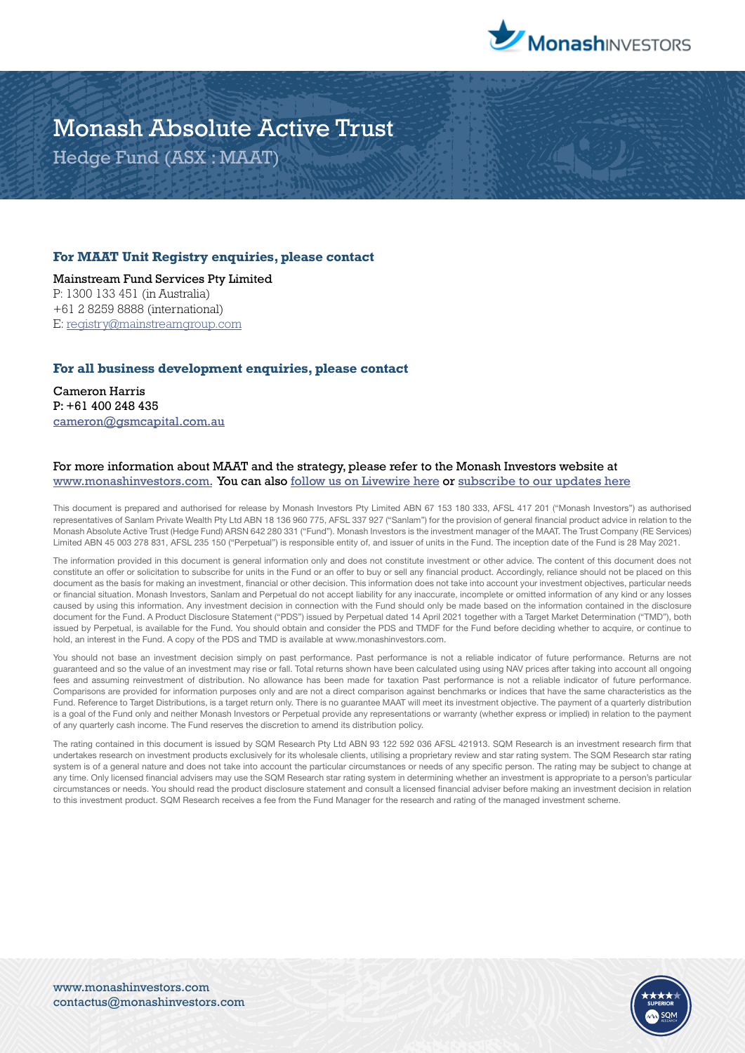# Monash Absolute Active Trust

Hedge Fund (ASX : MAAT)

### For MAAT Unit Registry enquiries, please contact

Mainstream Fund Services Pty Limited
P: 1300 133 451 (in Australia)
+61 2 8259 8888 (international)
E: registry@mainstreamgroup.com

### For all business development enquiries, please contact

Cameron Harris
P: +61 400 248 435
cameron@gsmcapital.com.au

For more information about MAAT and the strategy, please refer to the Monash Investors website at www.monashinvestors.com. You can also follow us on Livewire here or subscribe to our updates here

This document is prepared and authorised for release by Monash Investors Pty Limited ABN 67 153 180 333, AFSL 417 201 ("Monash Investors") as authorised representatives of Sanlam Private Wealth Pty Ltd ABN 18 136 960 775, AFSL 337 927 ("Sanlam") for the provision of general financial product advice in relation to the Monash Absolute Active Trust (Hedge Fund) ARSN 642 280 331 ("Fund"). Monash Investors is the investment manager of the MAAT. The Trust Company (RE Services) Limited ABN 45 003 278 831, AFSL 235 150 ("Perpetual") is responsible entity of, and issuer of units in the Fund. The inception date of the Fund is 28 May 2021.

The information provided in this document is general information only and does not constitute investment or other advice. The content of this document does not constitute an offer or solicitation to subscribe for units in the Fund or an offer to buy or sell any financial product. Accordingly, reliance should not be placed on this document as the basis for making an investment, financial or other decision. This information does not take into account your investment objectives, particular needs or financial situation. Monash Investors, Sanlam and Perpetual do not accept liability for any inaccurate, incomplete or omitted information of any kind or any losses caused by using this information. Any investment decision in connection with the Fund should only be made based on the information contained in the disclosure document for the Fund. A Product Disclosure Statement ("PDS") issued by Perpetual dated 14 April 2021 together with a Target Market Determination ("TMD"), both issued by Perpetual, is available for the Fund. You should obtain and consider the PDS and TMDF for the Fund before deciding whether to acquire, or continue to hold, an interest in the Fund. A copy of the PDS and TMD is available at www.monashinvestors.com.

You should not base an investment decision simply on past performance. Past performance is not a reliable indicator of future performance. Returns are not guaranteed and so the value of an investment may rise or fall. Total returns shown have been calculated using using NAV prices after taking into account all ongoing fees and assuming reinvestment of distribution. No allowance has been made for taxation Past performance is not a reliable indicator of future performance. Comparisons are provided for information purposes only and are not a direct comparison against benchmarks or indices that have the same characteristics as the Fund. Reference to Target Distributions, is a target return only. There is no guarantee MAAT will meet its investment objective. The payment of a quarterly distribution is a goal of the Fund only and neither Monash Investors or Perpetual provide any representations or warranty (whether express or implied) in relation to the payment of any quarterly cash income. The Fund reserves the discretion to amend its distribution policy.

The rating contained in this document is issued by SQM Research Pty Ltd ABN 93 122 592 036 AFSL 421913. SQM Research is an investment research firm that undertakes research on investment products exclusively for its wholesale clients, utilising a proprietary review and star rating system. The SQM Research star rating system is of a general nature and does not take into account the particular circumstances or needs of any specific person. The rating may be subject to change at any time. Only licensed financial advisers may use the SQM Research star rating system in determining whether an investment is appropriate to a person's particular circumstances or needs. You should read the product disclosure statement and consult a licensed financial adviser before making an investment decision in relation to this investment product. SQM Research receives a fee from the Fund Manager for the research and rating of the managed investment scheme.

www.monashinvestors.com
contactus@monashinvestors.com